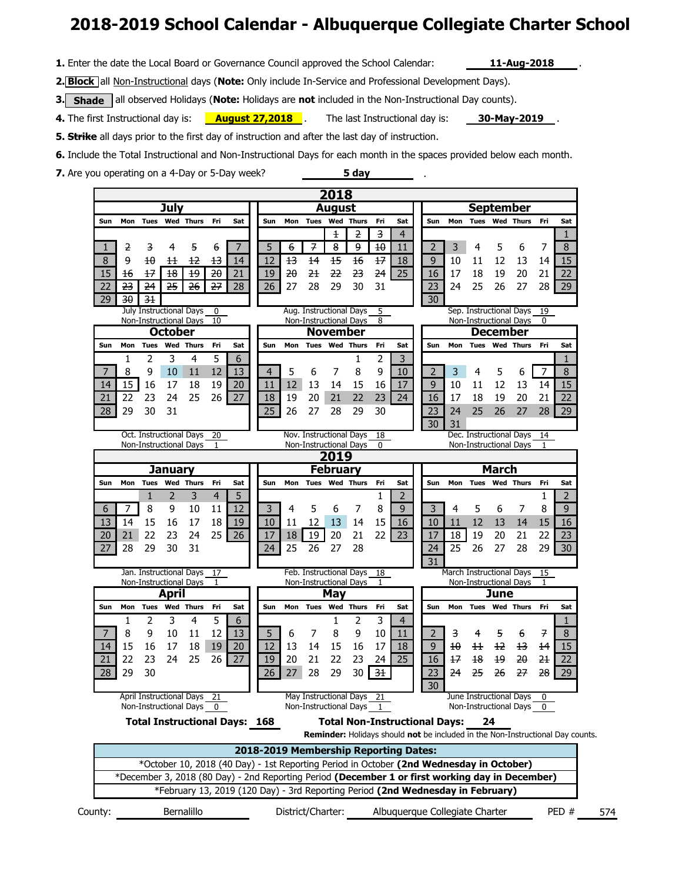# 2018-2019 School Calendar - Albuquerque Collegiate Charter School

1. Enter the date the Local Board or Governance Council approved the School Calendar: **11-Aug-2018**
2. **Block** all Non-Instructional days (**Note:** Only include In-Service and Professional Development Days).
3. **Shade** all observed Holidays (**Note:** Holidays are **not** included in the Non-Instructional Day counts).
4. The first Instructional day is: **August 27,2018**. The last Instructional day is: **30-May-2019**.
5. ~~**Strike**~~ all days prior to the first day of instruction and after the last day of instruction.
6. Include the Total Instructional and Non-Instructional Days for each month in the spaces provided below each month.
7. Are you operating on a 4-Day or 5-Day week? **5 day**

## 2018

### July

| Sun | Mon | Tues | Wed | Thurs | Fri | Sat |
|---|---|---|---|---|---|---|
| 1 | ~~2~~ | ~~3~~ | 4 | ~~5~~ | ~~6~~ | 7 |
| 8 | ~~9~~ | ~~10~~ | ~~11~~ | ~~12~~ | ~~13~~ | 14 |
| 15 | ~~16~~ | ~~17~~ | ~~18~~ | ~~19~~ | ~~20~~ | 21 |
| 22 | ~~23~~ | ~~24~~ | ~~25~~ | ~~26~~ | ~~27~~ | 28 |
| 29 | ~~30~~ | ~~31~~ | | | | |

July Instructional Days: 0
Non-Instructional Days: 10

### August

| Sun | Mon | Tues | Wed | Thurs | Fri | Sat |
|---|---|---|---|---|---|---|
| | | | ~~1~~ | ~~2~~ | ~~3~~ | 4 |
| 5 | ~~6~~ | ~~7~~ | ~~8~~ | ~~9~~ | ~~10~~ | 11 |
| 12 | ~~13~~ | ~~14~~ | ~~15~~ | ~~16~~ | ~~17~~ | 18 |
| 19 | ~~20~~ | ~~21~~ | ~~22~~ | ~~23~~ | ~~24~~ | 25 |
| 26 | 27 | 28 | 29 | 30 | 31 | |

Aug. Instructional Days: 5
Non-Instructional Days: 8

### September

| Sun | Mon | Tues | Wed | Thurs | Fri | Sat |
|---|---|---|---|---|---|---|
| | | | | | | 1 |
| 2 | 3 | 4 | 5 | 6 | 7 | 8 |
| 9 | 10 | 11 | 12 | 13 | 14 | 15 |
| 16 | 17 | 18 | 19 | 20 | 21 | 22 |
| 23 | 24 | 25 | 26 | 27 | 28 | 29 |
| 30 | | | | | | |

Sep. Instructional Days: 19
Non-Instructional Days: 0

### October

| Sun | Mon | Tues | Wed | Thurs | Fri | Sat |
|---|---|---|---|---|---|---|
| | 1 | 2 | 3 | 4 | 5 | 6 |
| 7 | 8 | 9 | 10 | 11 | 12 | 13 |
| 14 | 15 | 16 | 17 | 18 | 19 | 20 |
| 21 | 22 | 23 | 24 | 25 | 26 | 27 |
| 28 | 29 | 30 | 31 | | | |

Oct. Instructional Days: 20
Non-Instructional Days: 1

### November

| Sun | Mon | Tues | Wed | Thurs | Fri | Sat |
|---|---|---|---|---|---|---|
| | | | | 1 | 2 | 3 |
| 4 | 5 | 6 | 7 | 8 | 9 | 10 |
| 11 | 12 | 13 | 14 | 15 | 16 | 17 |
| 18 | 19 | 20 | 21 | 22 | 23 | 24 |
| 25 | 26 | 27 | 28 | 29 | 30 | |

Nov. Instructional Days: 18
Non-Instructional Days: 0

### December

| Sun | Mon | Tues | Wed | Thurs | Fri | Sat |
|---|---|---|---|---|---|---|
| | | | | | | 1 |
| 2 | 3 | 4 | 5 | 6 | 7 | 8 |
| 9 | 10 | 11 | 12 | 13 | 14 | 15 |
| 16 | 17 | 18 | 19 | 20 | 21 | 22 |
| 23 | 24 | 25 | 26 | 27 | 28 | 29 |
| 30 | 31 | | | | | |

Dec. Instructional Days: 14
Non-Instructional Days: 1

## 2019

### January

| Sun | Mon | Tues | Wed | Thurs | Fri | Sat |
|---|---|---|---|---|---|---|
| | | 1 | 2 | 3 | 4 | 5 |
| 6 | 7 | 8 | 9 | 10 | 11 | 12 |
| 13 | 14 | 15 | 16 | 17 | 18 | 19 |
| 20 | 21 | 22 | 23 | 24 | 25 | 26 |
| 27 | 28 | 29 | 30 | 31 | | |

Jan. Instructional Days: 17
Non-Instructional Days: 1

### February

| Sun | Mon | Tues | Wed | Thurs | Fri | Sat |
|---|---|---|---|---|---|---|
| | | | | | 1 | 2 |
| 3 | 4 | 5 | 6 | 7 | 8 | 9 |
| 10 | 11 | 12 | 13 | 14 | 15 | 16 |
| 17 | 18 | 19 | 20 | 21 | 22 | 23 |
| 24 | 25 | 26 | 27 | 28 | | |

Feb. Instructional Days: 18
Non-Instructional Days: 1

### March

| Sun | Mon | Tues | Wed | Thurs | Fri | Sat |
|---|---|---|---|---|---|---|
| | | | | | 1 | 2 |
| 3 | 4 | 5 | 6 | 7 | 8 | 9 |
| 10 | 11 | 12 | 13 | 14 | 15 | 16 |
| 17 | 18 | 19 | 20 | 21 | 22 | 23 |
| 24 | 25 | 26 | 27 | 28 | 29 | 30 |
| 31 | | | | | | |

March Instructional Days: 15
Non-Instructional Days: 1

### April

| Sun | Mon | Tues | Wed | Thurs | Fri | Sat |
|---|---|---|---|---|---|---|
| | 1 | 2 | 3 | 4 | 5 | 6 |
| 7 | 8 | 9 | 10 | 11 | 12 | 13 |
| 14 | 15 | 16 | 17 | 18 | 19 | 20 |
| 21 | 22 | 23 | 24 | 25 | 26 | 27 |
| 28 | 29 | 30 | | | | |

April Instructional Days: 21
Non-Instructional Days: 0

### May

| Sun | Mon | Tues | Wed | Thurs | Fri | Sat |
|---|---|---|---|---|---|---|
| | | | 1 | 2 | 3 | 4 |
| 5 | 6 | 7 | 8 | 9 | 10 | 11 |
| 12 | 13 | 14 | 15 | 16 | 17 | 18 |
| 19 | 20 | 21 | 22 | 23 | 24 | 25 |
| 26 | 27 | 28 | 29 | 30 | 31 | |

May Instructional Days: 21
Non-Instructional Days: 1

### June

| Sun | Mon | Tues | Wed | Thurs | Fri | Sat |
|---|---|---|---|---|---|---|
| | | | | | | 1 |
| 2 | ~~3~~ | ~~4~~ | ~~5~~ | ~~6~~ | ~~7~~ | 8 |
| 9 | ~~10~~ | ~~11~~ | ~~12~~ | ~~13~~ | ~~14~~ | 15 |
| 16 | ~~17~~ | ~~18~~ | ~~19~~ | ~~20~~ | ~~21~~ | 22 |
| 23 | ~~24~~ | ~~25~~ | ~~26~~ | ~~27~~ | ~~28~~ | 29 |
| 30 | | | | | | |

June Instructional Days: 0
Non-Instructional Days: 0

**Total Instructional Days: 168** **Total Non-Instructional Days: 24**

**Reminder:** Holidays should **not** be included in the Non-Instructional Day counts.

| 2018-2019 Membership Reporting Dates: |
|---|
| *October 10, 2018 (40 Day) - 1st Reporting Period in October **(2nd Wednesday in October)** |
| *December 3, 2018 (80 Day) - 2nd Reporting Period **(December 1 or first working day in December)** |
| *February 13, 2019 (120 Day) - 3rd Reporting Period **(2nd Wednesday in February)** |

County: Bernalillo District/Charter: Albuquerque Collegiate Charter PED # 574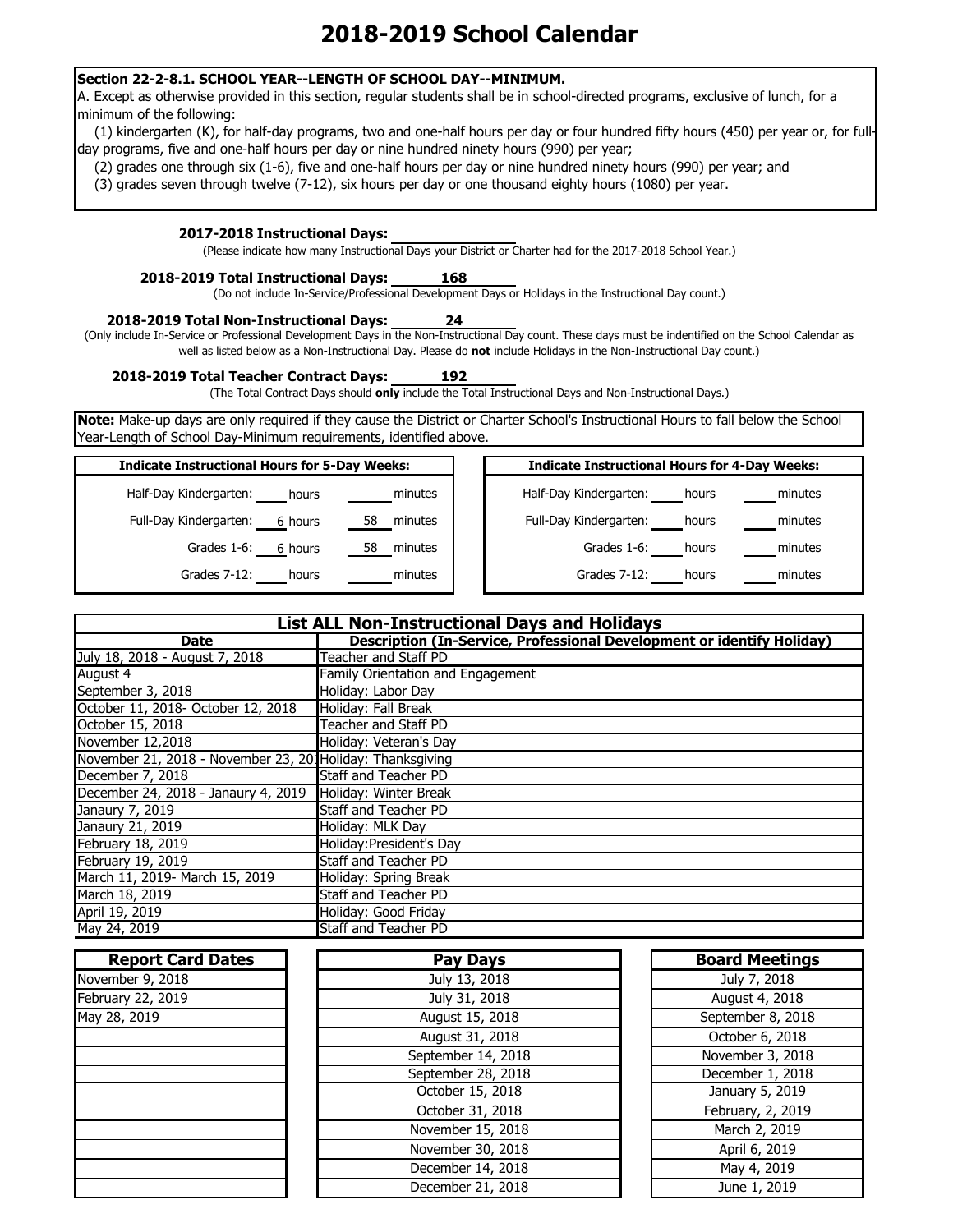# 2018-2019 School Calendar

**Section 22-2-8.1. SCHOOL YEAR--LENGTH OF SCHOOL DAY--MINIMUM.**

A. Except as otherwise provided in this section, regular students shall be in school-directed programs, exclusive of lunch, for a minimum of the following:

(1) kindergarten (K), for half-day programs, two and one-half hours per day or four hundred fifty hours (450) per year or, for full-day programs, five and one-half hours per day or nine hundred ninety hours (990) per year;

(2) grades one through six (1-6), five and one-half hours per day or nine hundred ninety hours (990) per year; and

(3) grades seven through twelve (7-12), six hours per day or one thousand eighty hours (1080) per year.

**2017-2018 Instructional Days:** ______

(Please indicate how many Instructional Days your District or Charter had for the 2017-2018 School Year.)

**2018-2019 Total Instructional Days:** 168

(Do not include In-Service/Professional Development Days or Holidays in the Instructional Day count.)

**2018-2019 Total Non-Instructional Days:** 24

(Only include In-Service or Professional Development Days in the Non-Instructional Day count. These days must be indentified on the School Calendar as well as listed below as a Non-Instructional Day. Please do **not** include Holidays in the Non-Instructional Day count.)

**2018-2019 Total Teacher Contract Days:** 192

(The Total Contract Days should **only** include the Total Instructional Days and Non-Instructional Days.)

**Note:** Make-up days are only required if they cause the District or Charter School's Instructional Hours to fall below the School Year-Length of School Day-Minimum requirements, identified above.

| Indicate Instructional Hours for 5-Day Weeks: | | |
|---|---|---|
| Half-Day Kindergarten: | hours | minutes |
| Full-Day Kindergarten: | 6 hours | 58 minutes |
| Grades 1-6: | 6 hours | 58 minutes |
| Grades 7-12: | hours | minutes |

| Indicate Instructional Hours for 4-Day Weeks: | | |
|---|---|---|
| Half-Day Kindergarten: | hours | minutes |
| Full-Day Kindergarten: | hours | minutes |
| Grades 1-6: | hours | minutes |
| Grades 7-12: | hours | minutes |

| List ALL Non-Instructional Days and Holidays | |
|---|---|
| **Date** | **Description (In-Service, Professional Development or identify Holiday)** |
| July 18, 2018 - August 7, 2018 | Teacher and Staff PD |
| August 4 | Family Orientation and Engagement |
| September 3, 2018 | Holiday: Labor Day |
| October 11, 2018- October 12, 2018 | Holiday: Fall Break |
| October 15, 2018 | Teacher and Staff PD |
| November 12,2018 | Holiday: Veteran's Day |
| November 21, 2018 - November 23, 20 | Holiday: Thanksgiving |
| December 7, 2018 | Staff and Teacher PD |
| December 24, 2018 - Janaury 4, 2019 | Holiday: Winter Break |
| Janaury 7, 2019 | Staff and Teacher PD |
| Janaury 21, 2019 | Holiday: MLK Day |
| February 18, 2019 | Holiday:President's Day |
| February 19, 2019 | Staff and Teacher PD |
| March 11, 2019- March 15, 2019 | Holiday: Spring Break |
| March 18, 2019 | Staff and Teacher PD |
| April 19, 2019 | Holiday: Good Friday |
| May 24, 2019 | Staff and Teacher PD |

| Report Card Dates |
|---|
| November 9, 2018 |
| February 22, 2019 |
| May 28, 2019 |

| Pay Days |
|---|
| July 13, 2018 |
| July 31, 2018 |
| August 15, 2018 |
| August 31, 2018 |
| September 14, 2018 |
| September 28, 2018 |
| October 15, 2018 |
| October 31, 2018 |
| November 15, 2018 |
| November 30, 2018 |
| December 14, 2018 |
| December 21, 2018 |

| Board Meetings |
|---|
| July 7, 2018 |
| August 4, 2018 |
| September 8, 2018 |
| October 6, 2018 |
| November 3, 2018 |
| December 1, 2018 |
| January 5, 2019 |
| February, 2, 2019 |
| March 2, 2019 |
| April 6, 2019 |
| May 4, 2019 |
| June 1, 2019 |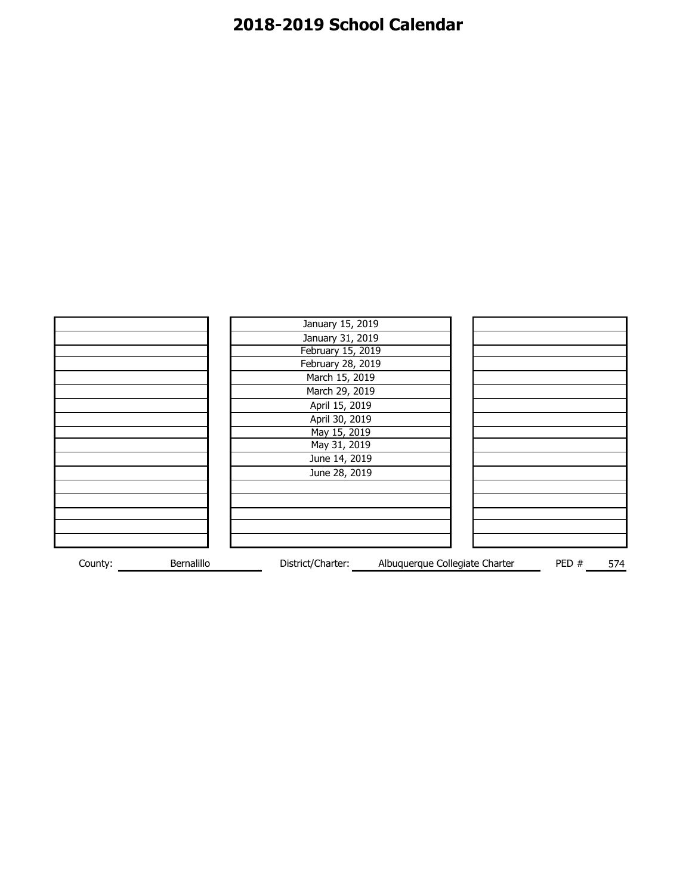# 2018-2019 School Calendar

| | | |
|---|---|---|
| | January 15, 2019 | |
| | January 31, 2019 | |
| | February 15, 2019 | |
| | February 28, 2019 | |
| | March 15, 2019 | |
| | March 29, 2019 | |
| | April 15, 2019 | |
| | April 30, 2019 | |
| | May 15, 2019 | |
| | May 31, 2019 | |
| | June 14, 2019 | |
| | June 28, 2019 | |
| | | |
| | | |
| | | |
| | | |
| | | |

County: Bernalillo District/Charter: Albuquerque Collegiate Charter PED # 574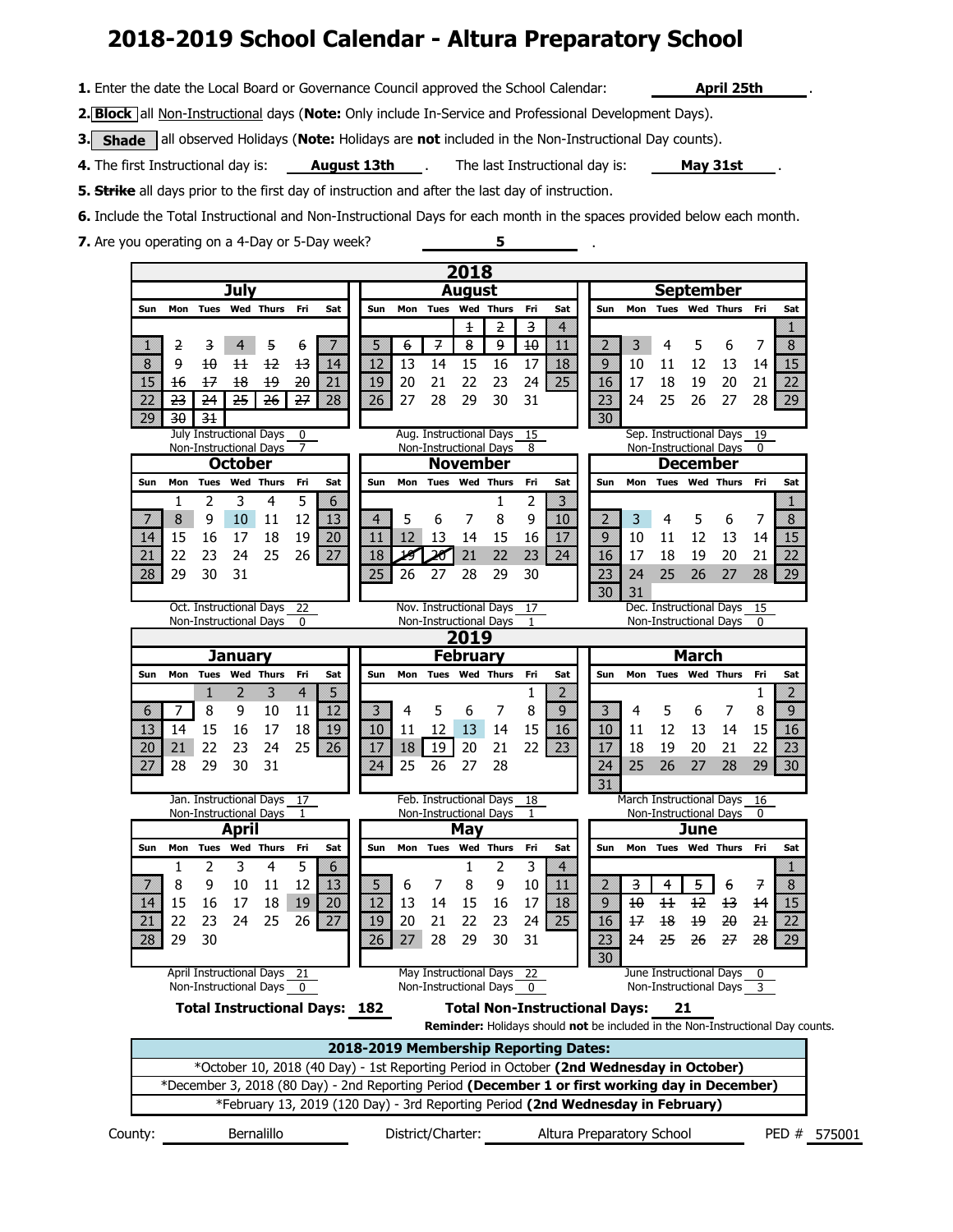# 2018-2019 School Calendar - Altura Preparatory School

**1.** Enter the date the Local Board or Governance Council approved the School Calendar: **April 25th**.

**2.** **Block** all Non-Instructional days (**Note:** Only include In-Service and Professional Development Days).

**3.** **Shade** all observed Holidays (**Note:** Holidays are **not** included in the Non-Instructional Day counts).

**4.** The first Instructional day is: **August 13th**. The last Instructional day is: **May 31st**.

**5.** ~~Strike~~ all days prior to the first day of instruction and after the last day of instruction.

**6.** Include the Total Instructional and Non-Instructional Days for each month in the spaces provided below each month.

**7.** Are you operating on a 4-Day or 5-Day week? **5**

## 2018

### July

| Sun | Mon | Tues | Wed | Thurs | Fri | Sat |
|---|---|---|---|---|---|---|
| ~~1~~ | ~~2~~ | ~~3~~ | ~~4~~ | ~~5~~ | ~~6~~ | ~~7~~ |
| ~~8~~ | ~~9~~ | ~~10~~ | ~~11~~ | ~~12~~ | ~~13~~ | ~~14~~ |
| ~~15~~ | ~~16~~ | ~~17~~ | ~~18~~ | ~~19~~ | ~~20~~ | ~~21~~ |
| ~~22~~ | ~~23~~ | ~~24~~ | ~~25~~ | ~~26~~ | ~~27~~ | ~~28~~ |
| ~~29~~ | ~~30~~ | ~~31~~ | | | | |

July Instructional Days 0
Non-Instructional Days 7

### August

| Sun | Mon | Tues | Wed | Thurs | Fri | Sat |
|---|---|---|---|---|---|---|
| | | | ~~1~~ | ~~2~~ | ~~3~~ | ~~4~~ |
| ~~5~~ | ~~6~~ | ~~7~~ | ~~8~~ | ~~9~~ | ~~10~~ | ~~11~~ |
| 12 | 13 | 14 | 15 | 16 | 17 | 18 |
| 19 | 20 | 21 | 22 | 23 | 24 | 25 |
| 26 | 27 | 28 | 29 | 30 | 31 | |

Aug. Instructional Days 15
Non-Instructional Days 8

### September

| Sun | Mon | Tues | Wed | Thurs | Fri | Sat |
|---|---|---|---|---|---|---|
| | | | | | | 1 |
| 2 | 3 | 4 | 5 | 6 | 7 | 8 |
| 9 | 10 | 11 | 12 | 13 | 14 | 15 |
| 16 | 17 | 18 | 19 | 20 | 21 | 22 |
| 23 | 24 | 25 | 26 | 27 | 28 | 29 |
| 30 | | | | | | |

Sep. Instructional Days 19
Non-Instructional Days 0

### October

| Sun | Mon | Tues | Wed | Thurs | Fri | Sat |
|---|---|---|---|---|---|---|
| | 1 | 2 | 3 | 4 | 5 | 6 |
| 7 | 8 | 9 | 10 | 11 | 12 | 13 |
| 14 | 15 | 16 | 17 | 18 | 19 | 20 |
| 21 | 22 | 23 | 24 | 25 | 26 | 27 |
| 28 | 29 | 30 | 31 | | | |

Oct. Instructional Days 22
Non-Instructional Days 0

### November

| Sun | Mon | Tues | Wed | Thurs | Fri | Sat |
|---|---|---|---|---|---|---|
| | | | | 1 | 2 | 3 |
| 4 | 5 | 6 | 7 | 8 | 9 | 10 |
| 11 | 12 | 13 | 14 | 15 | 16 | 17 |
| 18 | 19 | 20 | 21 | 22 | 23 | 24 |
| 25 | 26 | 27 | 28 | 29 | 30 | |

Nov. Instructional Days 17
Non-Instructional Days 1

### December

| Sun | Mon | Tues | Wed | Thurs | Fri | Sat |
|---|---|---|---|---|---|---|
| | | | | | | 1 |
| 2 | 3 | 4 | 5 | 6 | 7 | 8 |
| 9 | 10 | 11 | 12 | 13 | 14 | 15 |
| 16 | 17 | 18 | 19 | 20 | 21 | 22 |
| 23 | 24 | 25 | 26 | 27 | 28 | 29 |
| 30 | 31 | | | | | |

Dec. Instructional Days 15
Non-Instructional Days 0

## 2019

### January

| Sun | Mon | Tues | Wed | Thurs | Fri | Sat |
|---|---|---|---|---|---|---|
| | | 1 | 2 | 3 | 4 | 5 |
| 6 | 7 | 8 | 9 | 10 | 11 | 12 |
| 13 | 14 | 15 | 16 | 17 | 18 | 19 |
| 20 | 21 | 22 | 23 | 24 | 25 | 26 |
| 27 | 28 | 29 | 30 | 31 | | |

Jan. Instructional Days 17
Non-Instructional Days 1

### February

| Sun | Mon | Tues | Wed | Thurs | Fri | Sat |
|---|---|---|---|---|---|---|
| | | | | | 1 | 2 |
| 3 | 4 | 5 | 6 | 7 | 8 | 9 |
| 10 | 11 | 12 | 13 | 14 | 15 | 16 |
| 17 | 18 | 19 | 20 | 21 | 22 | 23 |
| 24 | 25 | 26 | 27 | 28 | | |

Feb. Instructional Days 18
Non-Instructional Days 1

### March

| Sun | Mon | Tues | Wed | Thurs | Fri | Sat |
|---|---|---|---|---|---|---|
| | | | | | 1 | 2 |
| 3 | 4 | 5 | 6 | 7 | 8 | 9 |
| 10 | 11 | 12 | 13 | 14 | 15 | 16 |
| 17 | 18 | 19 | 20 | 21 | 22 | 23 |
| 24 | 25 | 26 | 27 | 28 | 29 | 30 |
| 31 | | | | | | |

March Instructional Days 16
Non-Instructional Days 0

### April

| Sun | Mon | Tues | Wed | Thurs | Fri | Sat |
|---|---|---|---|---|---|---|
| | 1 | 2 | 3 | 4 | 5 | 6 |
| 7 | 8 | 9 | 10 | 11 | 12 | 13 |
| 14 | 15 | 16 | 17 | 18 | 19 | 20 |
| 21 | 22 | 23 | 24 | 25 | 26 | 27 |
| 28 | 29 | 30 | | | | |

April Instructional Days 21
Non-Instructional Days 0

### May

| Sun | Mon | Tues | Wed | Thurs | Fri | Sat |
|---|---|---|---|---|---|---|
| | | | 1 | 2 | 3 | 4 |
| 5 | 6 | 7 | 8 | 9 | 10 | 11 |
| 12 | 13 | 14 | 15 | 16 | 17 | 18 |
| 19 | 20 | 21 | 22 | 23 | 24 | 25 |
| 26 | 27 | 28 | 29 | 30 | 31 | |

May Instructional Days 22
Non-Instructional Days 0

### June

| Sun | Mon | Tues | Wed | Thurs | Fri | Sat |
|---|---|---|---|---|---|---|
| | | | | | | 1 |
| 2 | ~~3~~ | ~~4~~ | ~~5~~ | ~~6~~ | ~~7~~ | 8 |
| 9 | ~~10~~ | ~~11~~ | ~~12~~ | ~~13~~ | ~~14~~ | 15 |
| 16 | ~~17~~ | ~~18~~ | ~~19~~ | ~~20~~ | ~~21~~ | 22 |
| 23 | ~~24~~ | ~~25~~ | ~~26~~ | ~~27~~ | ~~28~~ | 29 |
| 30 | | | | | | |

June Instructional Days 0
Non-Instructional Days 3

**Total Instructional Days: 182** **Total Non-Instructional Days: 21**

**Reminder:** Holidays should **not** be included in the Non-Instructional Day counts.

| 2018-2019 Membership Reporting Dates: |
|---|
| *October 10, 2018 (40 Day) - 1st Reporting Period in October **(2nd Wednesday in October)** |
| *December 3, 2018 (80 Day) - 2nd Reporting Period **(December 1 or first working day in December)** |
| *February 13, 2019 (120 Day) - 3rd Reporting Period **(2nd Wednesday in February)** |

County: Bernalillo District/Charter: Altura Preparatory School PED # 575001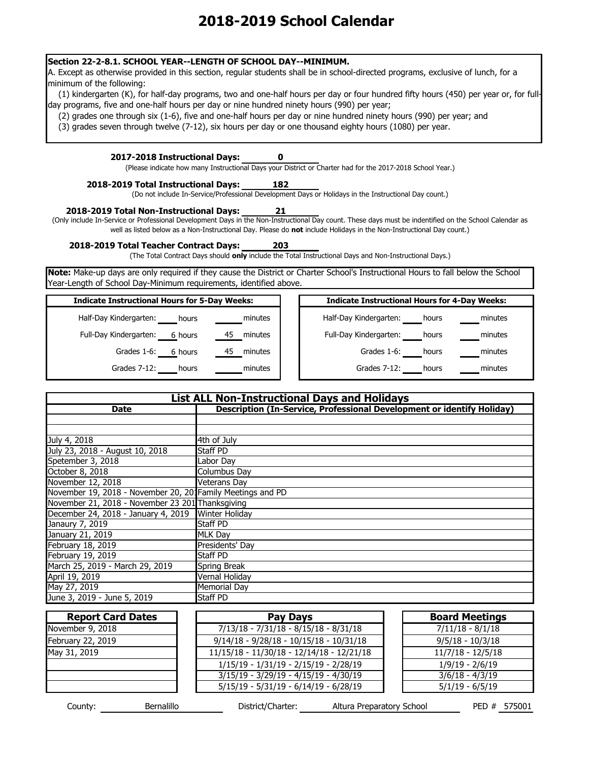# 2018-2019 School Calendar

**Section 22-2-8.1. SCHOOL YEAR--LENGTH OF SCHOOL DAY--MINIMUM.**
A. Except as otherwise provided in this section, regular students shall be in school-directed programs, exclusive of lunch, for a minimum of the following:

(1) kindergarten (K), for half-day programs, two and one-half hours per day or four hundred fifty hours (450) per year or, for full-day programs, five and one-half hours per day or nine hundred ninety hours (990) per year;

(2) grades one through six (1-6), five and one-half hours per day or nine hundred ninety hours (990) per year; and

(3) grades seven through twelve (7-12), six hours per day or one thousand eighty hours (1080) per year.

**2017-2018 Instructional Days:** 0
(Please indicate how many Instructional Days your District or Charter had for the 2017-2018 School Year.)

**2018-2019 Total Instructional Days:** 182
(Do not include In-Service/Professional Development Days or Holidays in the Instructional Day count.)

**2018-2019 Total Non-Instructional Days:** 21
(Only include In-Service or Professional Development Days in the Non-Instructional Day count. These days must be indentified on the School Calendar as well as listed below as a Non-Instructional Day. Please do **not** include Holidays in the Non-Instructional Day count.)

**2018-2019 Total Teacher Contract Days:** 203
(The Total Contract Days should **only** include the Total Instructional Days and Non-Instructional Days.)

**Note:** Make-up days are only required if they cause the District or Charter School's Instructional Hours to fall below the School Year-Length of School Day-Minimum requirements, identified above.

| Indicate Instructional Hours for 5-Day Weeks: | | |
|---|---|---|
| Half-Day Kindergarten: | hours | minutes |
| Full-Day Kindergarten: | 6 hours | 45 minutes |
| Grades 1-6: | 6 hours | 45 minutes |
| Grades 7-12: | hours | minutes |

| Indicate Instructional Hours for 4-Day Weeks: | | |
|---|---|---|
| Half-Day Kindergarten: | hours | minutes |
| Full-Day Kindergarten: | hours | minutes |
| Grades 1-6: | hours | minutes |
| Grades 7-12: | hours | minutes |

| List ALL Non-Instructional Days and Holidays | |
|---|---|
| **Date** | **Description (In-Service, Professional Development or identify Holiday)** |
| | |
| | |
| July 4, 2018 | 4th of July |
| July 23, 2018 - August 10, 2018 | Staff PD |
| Spetember 3, 2018 | Labor Day |
| October 8, 2018 | Columbus Day |
| November 12, 2018 | Veterans Day |
| November 19, 2018 - November 20, 201 | Family Meetings and PD |
| November 21, 2018 - November 23 201 | Thanksgiving |
| December 24, 2018 - January 4, 2019 | Winter Holiday |
| Janaury 7, 2019 | Staff PD |
| January 21, 2019 | MLK Day |
| February 18, 2019 | Presidents' Day |
| February 19, 2019 | Staff PD |
| March 25, 2019 - March 29, 2019 | Spring Break |
| April 19, 2019 | Vernal Holiday |
| May 27, 2019 | Memorial Day |
| June 3, 2019 - June 5, 2019 | Staff PD |

| Report Card Dates |
|---|
| November 9, 2018 |
| February 22, 2019 |
| May 31, 2019 |
| |
| |
| |

| Pay Days |
|---|
| 7/13/18 - 7/31/18 - 8/15/18 - 8/31/18 |
| 9/14/18 - 9/28/18 - 10/15/18 - 10/31/18 |
| 11/15/18 - 11/30/18 - 12/14/18 - 12/21/18 |
| 1/15/19 - 1/31/19 - 2/15/19 - 2/28/19 |
| 3/15/19 - 3/29/19 - 4/15/19 - 4/30/19 |
| 5/15/19 - 5/31/19 - 6/14/19 - 6/28/19 |

| Board Meetings |
|---|
| 7/11/18 - 8/1/18 |
| 9/5/18 - 10/3/18 |
| 11/7/18 - 12/5/18 |
| 1/9/19 - 2/6/19 |
| 3/6/18 - 4/3/19 |
| 5/1/19 - 6/5/19 |

County: Bernalillo | District/Charter: Altura Preparatory School | PED # 575001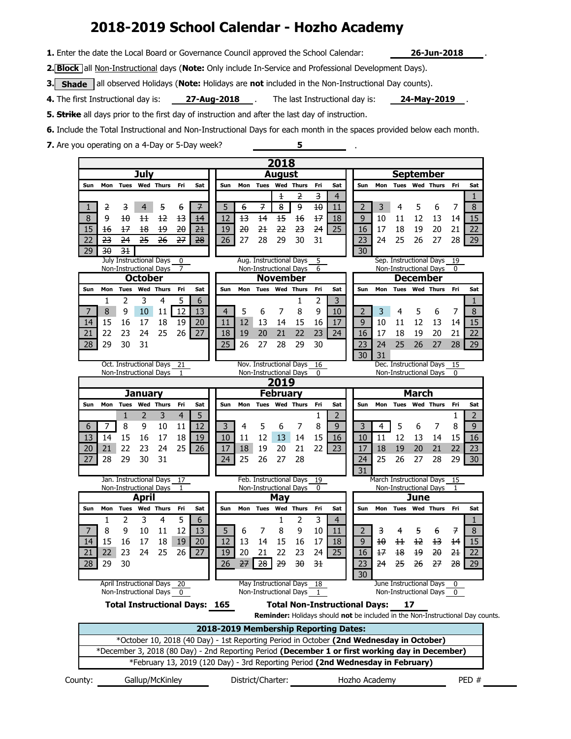# 2018-2019 School Calendar - Hozho Academy

**1.** Enter the date the Local Board or Governance Council approved the School Calendar: **26-Jun-2018**.

**2.** **Block** all Non-Instructional days (**Note:** Only include In-Service and Professional Development Days).

**3.** **Shade** all observed Holidays (**Note:** Holidays are **not** included in the Non-Instructional Day counts).

**4.** The first Instructional day is: **27-Aug-2018**. The last Instructional day is: **24-May-2019**.

**5.** ~~Strike~~ all days prior to the first day of instruction and after the last day of instruction.

**6.** Include the Total Instructional and Non-Instructional Days for each month in the spaces provided below each month.

**7.** Are you operating on a 4-Day or 5-Day week? **5**

## 2018

### July

| Sun | Mon | Tues | Wed | Thurs | Fri | Sat |
|---|---|---|---|---|---|---|
| 1 | ~~2~~ | ~~3~~ | 4 | ~~5~~ | ~~6~~ | ~~7~~ |
| 8 | ~~9~~ | ~~10~~ | ~~11~~ | ~~12~~ | ~~13~~ | ~~14~~ |
| 15 | ~~16~~ | ~~17~~ | ~~18~~ | ~~19~~ | ~~20~~ | ~~21~~ |
| 22 | ~~23~~ | ~~24~~ | ~~25~~ | ~~26~~ | ~~27~~ | ~~28~~ |
| 29 | ~~30~~ | ~~31~~ | | | | |

July Instructional Days 0
Non-Instructional Days 7

### August

| Sun | Mon | Tues | Wed | Thurs | Fri | Sat |
|---|---|---|---|---|---|---|
| | | | ~~1~~ | ~~2~~ | ~~3~~ | 4 |
| 5 | ~~6~~ | ~~7~~ | ~~8~~ | ~~9~~ | ~~10~~ | 11 |
| 12 | ~~13~~ | ~~14~~ | ~~15~~ | ~~16~~ | ~~17~~ | 18 |
| 19 | ~~20~~ | ~~21~~ | ~~22~~ | ~~23~~ | ~~24~~ | 25 |
| 26 | 27 | 28 | 29 | 30 | 31 | |

Aug. Instructional Days 5
Non-Instructional Days 6

### September

| Sun | Mon | Tues | Wed | Thurs | Fri | Sat |
|---|---|---|---|---|---|---|
| | | | | | | 1 |
| 2 | 3 | 4 | 5 | 6 | 7 | 8 |
| 9 | 10 | 11 | 12 | 13 | 14 | 15 |
| 16 | 17 | 18 | 19 | 20 | 21 | 22 |
| 23 | 24 | 25 | 26 | 27 | 28 | 29 |
| 30 | | | | | | |

Sep. Instructional Days 19
Non-Instructional Days 0

### October

| Sun | Mon | Tues | Wed | Thurs | Fri | Sat |
|---|---|---|---|---|---|---|
| | 1 | 2 | 3 | 4 | 5 | 6 |
| 7 | 8 | 9 | 10 | 11 | 12 | 13 |
| 14 | 15 | 16 | 17 | 18 | 19 | 20 |
| 21 | 22 | 23 | 24 | 25 | 26 | 27 |
| 28 | 29 | 30 | 31 | | | |

Oct. Instructional Days 21
Non-Instructional Days 1

### November

| Sun | Mon | Tues | Wed | Thurs | Fri | Sat |
|---|---|---|---|---|---|---|
| | | | | 1 | 2 | 3 |
| 4 | 5 | 6 | 7 | 8 | 9 | 10 |
| 11 | 12 | 13 | 14 | 15 | 16 | 17 |
| 18 | 19 | 20 | 21 | 22 | 23 | 24 |
| 25 | 26 | 27 | 28 | 29 | 30 | |

Nov. Instructional Days 16
Non-Instructional Days 0

### December

| Sun | Mon | Tues | Wed | Thurs | Fri | Sat |
|---|---|---|---|---|---|---|
| | | | | | | 1 |
| 2 | 3 | 4 | 5 | 6 | 7 | 8 |
| 9 | 10 | 11 | 12 | 13 | 14 | 15 |
| 16 | 17 | 18 | 19 | 20 | 21 | 22 |
| 23 | 24 | 25 | 26 | 27 | 28 | 29 |
| 30 | 31 | | | | | |

Dec. Instructional Days 15
Non-Instructional Days 0

## 2019

### January

| Sun | Mon | Tues | Wed | Thurs | Fri | Sat |
|---|---|---|---|---|---|---|
| | | 1 | 2 | 3 | 4 | 5 |
| 6 | 7 | 8 | 9 | 10 | 11 | 12 |
| 13 | 14 | 15 | 16 | 17 | 18 | 19 |
| 20 | 21 | 22 | 23 | 24 | 25 | 26 |
| 27 | 28 | 29 | 30 | 31 | | |

Jan. Instructional Days 17
Non-Instructional Days 1

### February

| Sun | Mon | Tues | Wed | Thurs | Fri | Sat |
|---|---|---|---|---|---|---|
| | | | | | 1 | 2 |
| 3 | 4 | 5 | 6 | 7 | 8 | 9 |
| 10 | 11 | 12 | 13 | 14 | 15 | 16 |
| 17 | 18 | 19 | 20 | 21 | 22 | 23 |
| 24 | 25 | 26 | 27 | 28 | | |

Feb. Instructional Days 19
Non-Instructional Days 0

### March

| Sun | Mon | Tues | Wed | Thurs | Fri | Sat |
|---|---|---|---|---|---|---|
| | | | | | 1 | 2 |
| 3 | 4 | 5 | 6 | 7 | 8 | 9 |
| 10 | 11 | 12 | 13 | 14 | 15 | 16 |
| 17 | 18 | 19 | 20 | 21 | 22 | 23 |
| 24 | 25 | 26 | 27 | 28 | 29 | 30 |
| 31 | | | | | | |

March Instructional Days 15
Non-Instructional Days 1

### April

| Sun | Mon | Tues | Wed | Thurs | Fri | Sat |
|---|---|---|---|---|---|---|
| | 1 | 2 | 3 | 4 | 5 | 6 |
| 7 | 8 | 9 | 10 | 11 | 12 | 13 |
| 14 | 15 | 16 | 17 | 18 | 19 | 20 |
| 21 | 22 | 23 | 24 | 25 | 26 | 27 |
| 28 | 29 | 30 | | | | |

April Instructional Days 20
Non-Instructional Days 0

### May

| Sun | Mon | Tues | Wed | Thurs | Fri | Sat |
|---|---|---|---|---|---|---|
| | | | 1 | 2 | 3 | 4 |
| 5 | 6 | 7 | 8 | 9 | 10 | 11 |
| 12 | 13 | 14 | 15 | 16 | 17 | 18 |
| 19 | 20 | 21 | 22 | 23 | 24 | 25 |
| 26 | ~~27~~ | 28 | ~~29~~ | ~~30~~ | ~~31~~ | |

May Instructional Days 18
Non-Instructional Days 1

### June

| Sun | Mon | Tues | Wed | Thurs | Fri | Sat |
|---|---|---|---|---|---|---|
| | | | | | | 1 |
| 2 | ~~3~~ | ~~4~~ | ~~5~~ | ~~6~~ | ~~7~~ | 8 |
| 9 | ~~10~~ | ~~11~~ | ~~12~~ | ~~13~~ | ~~14~~ | 15 |
| 16 | ~~17~~ | ~~18~~ | ~~19~~ | ~~20~~ | ~~21~~ | 22 |
| 23 | ~~24~~ | ~~25~~ | ~~26~~ | ~~27~~ | ~~28~~ | 29 |
| 30 | | | | | | |

June Instructional Days 0
Non-Instructional Days 0

**Total Instructional Days: 165** **Total Non-Instructional Days: 17**

**Reminder:** Holidays should **not** be included in the Non-Instructional Day counts.

| 2018-2019 Membership Reporting Dates: |
|---|
| *October 10, 2018 (40 Day) - 1st Reporting Period in October **(2nd Wednesday in October)** |
| *December 3, 2018 (80 Day) - 2nd Reporting Period **(December 1 or first working day in December)** |
| *February 13, 2019 (120 Day) - 3rd Reporting Period **(2nd Wednesday in February)** |

County: Gallup/McKinley District/Charter: Hozho Academy PED #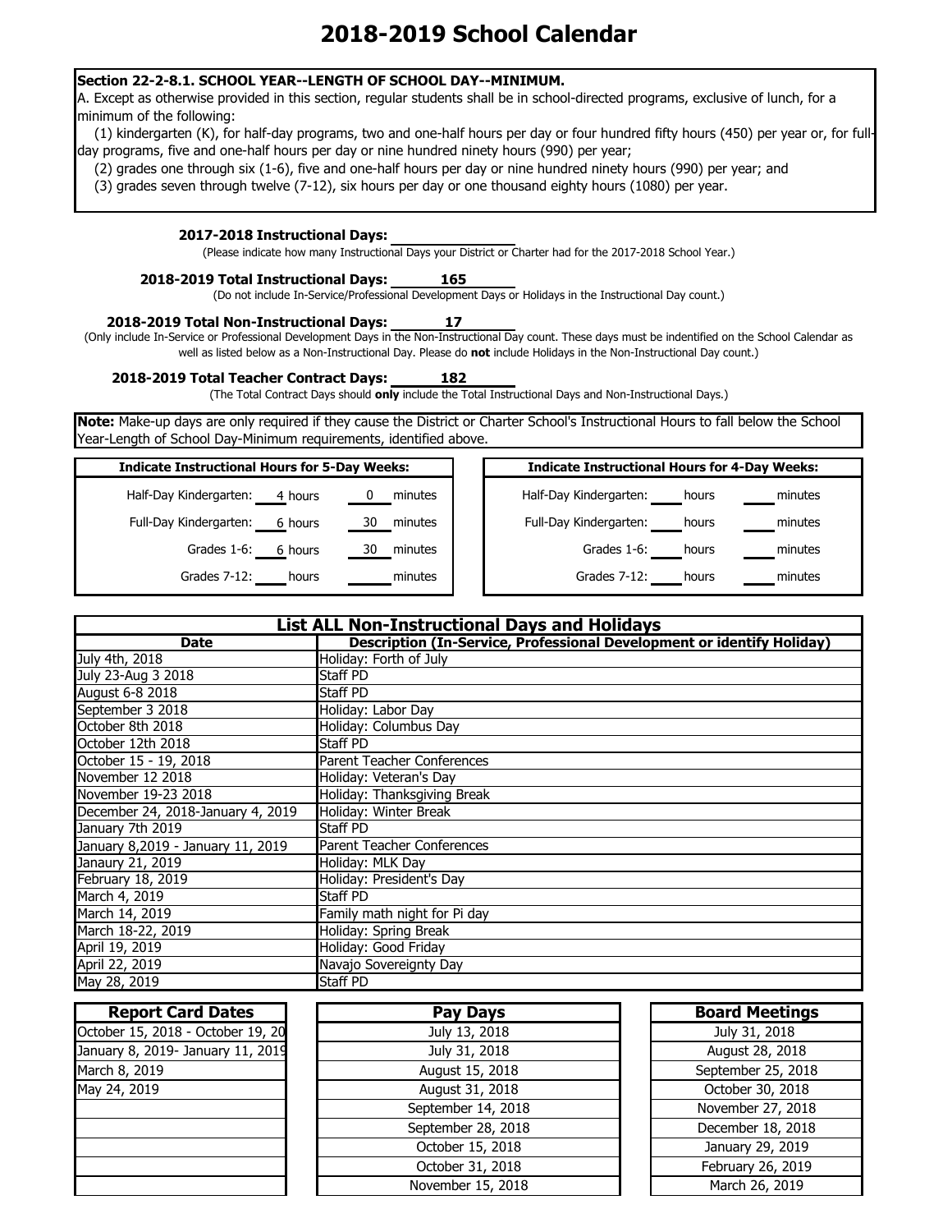# 2018-2019 School Calendar

**Section 22-2-8.1. SCHOOL YEAR--LENGTH OF SCHOOL DAY--MINIMUM.**

A. Except as otherwise provided in this section, regular students shall be in school-directed programs, exclusive of lunch, for a minimum of the following:

(1) kindergarten (K), for half-day programs, two and one-half hours per day or four hundred fifty hours (450) per year or, for full-day programs, five and one-half hours per day or nine hundred ninety hours (990) per year;

(2) grades one through six (1-6), five and one-half hours per day or nine hundred ninety hours (990) per year; and

(3) grades seven through twelve (7-12), six hours per day or one thousand eighty hours (1080) per year.

**2017-2018 Instructional Days:** ________

(Please indicate how many Instructional Days your District or Charter had for the 2017-2018 School Year.)

**2018-2019 Total Instructional Days:** 165

(Do not include In-Service/Professional Development Days or Holidays in the Instructional Day count.)

**2018-2019 Total Non-Instructional Days:** 17

(Only include In-Service or Professional Development Days in the Non-Instructional Day count. These days must be indentified on the School Calendar as well as listed below as a Non-Instructional Day. Please do **not** include Holidays in the Non-Instructional Day count.)

**2018-2019 Total Teacher Contract Days:** 182

(The Total Contract Days should **only** include the Total Instructional Days and Non-Instructional Days.)

**Note:** Make-up days are only required if they cause the District or Charter School's Instructional Hours to fall below the School Year-Length of School Day-Minimum requirements, identified above.

| Indicate Instructional Hours for 5-Day Weeks: | Hours | Minutes |
|---|---|---|
| Half-Day Kindergarten: | 4 hours | 0 minutes |
| Full-Day Kindergarten: | 6 hours | 30 minutes |
| Grades 1-6: | 6 hours | 30 minutes |
| Grades 7-12: | hours | minutes |

| Indicate Instructional Hours for 4-Day Weeks: | Hours | Minutes |
|---|---|---|
| Half-Day Kindergarten: | hours | minutes |
| Full-Day Kindergarten: | hours | minutes |
| Grades 1-6: | hours | minutes |
| Grades 7-12: | hours | minutes |

## List ALL Non-Instructional Days and Holidays

| Date | Description (In-Service, Professional Development or identify Holiday) |
|---|---|
| July 4th, 2018 | Holiday: Forth of July |
| July 23-Aug 3 2018 | Staff PD |
| August 6-8 2018 | Staff PD |
| September 3 2018 | Holiday: Labor Day |
| October 8th 2018 | Holiday: Columbus Day |
| October 12th 2018 | Staff PD |
| October 15 - 19, 2018 | Parent Teacher Conferences |
| November 12 2018 | Holiday: Veteran's Day |
| November 19-23 2018 | Holiday: Thanksgiving Break |
| December 24, 2018-January 4, 2019 | Holiday: Winter Break |
| January 7th 2019 | Staff PD |
| January 8,2019 - January 11, 2019 | Parent Teacher Conferences |
| Janaury 21, 2019 | Holiday: MLK Day |
| February 18, 2019 | Holiday: President's Day |
| March 4, 2019 | Staff PD |
| March 14, 2019 | Family math night for Pi day |
| March 18-22, 2019 | Holiday: Spring Break |
| April 19, 2019 | Holiday: Good Friday |
| April 22, 2019 | Navajo Sovereignty Day |
| May 28, 2019 | Staff PD |

| Report Card Dates |
|---|
| October 15, 2018 - October 19, 20 |
| January 8, 2019- January 11, 2019 |
| March 8, 2019 |
| May 24, 2019 |
| |
| |
| |
| |
| |

| Pay Days |
|---|
| July 13, 2018 |
| July 31, 2018 |
| August 15, 2018 |
| August 31, 2018 |
| September 14, 2018 |
| September 28, 2018 |
| October 15, 2018 |
| October 31, 2018 |
| November 15, 2018 |

| Board Meetings |
|---|
| July 31, 2018 |
| August 28, 2018 |
| September 25, 2018 |
| October 30, 2018 |
| November 27, 2018 |
| December 18, 2018 |
| January 29, 2019 |
| February 26, 2019 |
| March 26, 2019 |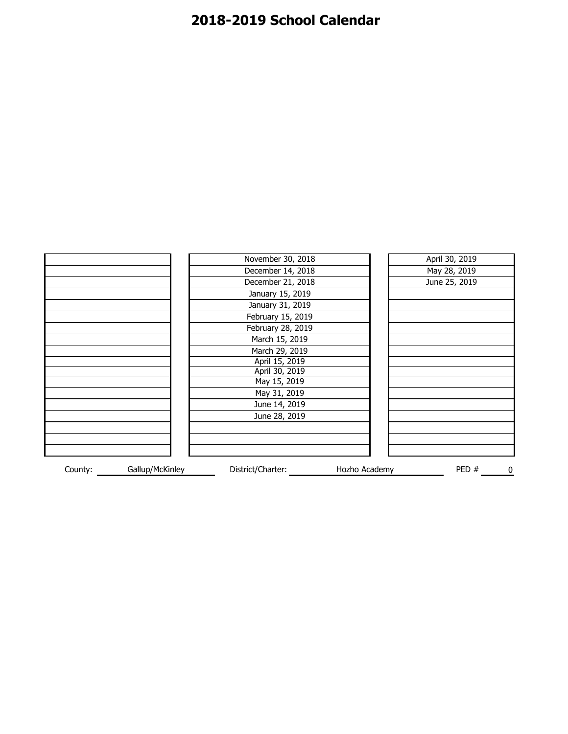# 2018-2019 School Calendar

| | | |
|---|---|---|
| | November 30, 2018 | April 30, 2019 |
| | December 14, 2018 | May 28, 2019 |
| | December 21, 2018 | June 25, 2019 |
| | January 15, 2019 | |
| | January 31, 2019 | |
| | February 15, 2019 | |
| | February 28, 2019 | |
| | March 15, 2019 | |
| | March 29, 2019 | |
| | April 15, 2019 | |
| | April 30, 2019 | |
| | May 15, 2019 | |
| | May 31, 2019 | |
| | June 14, 2019 | |
| | June 28, 2019 | |
| | | |
| | | |
| | | |

County: Gallup/McKinley    District/Charter: Hozho Academy    PED # 0